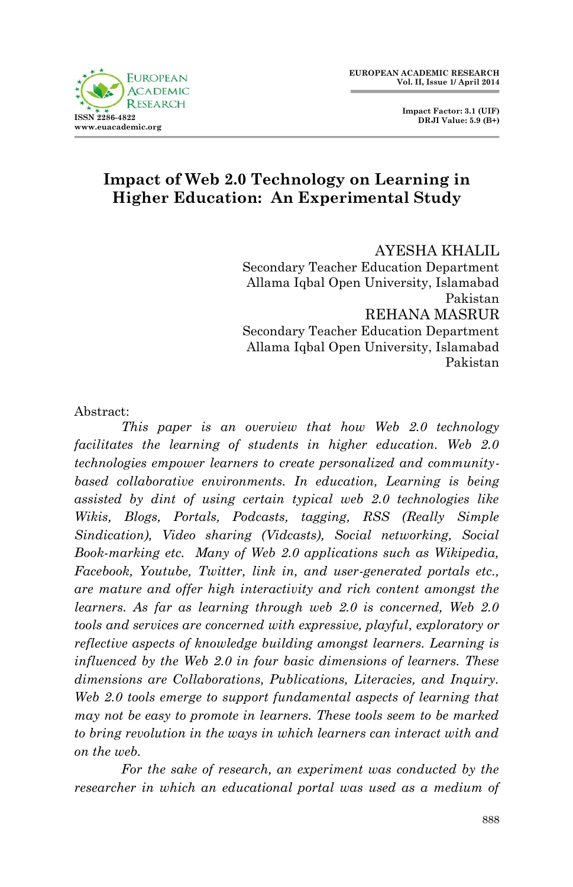# Impact of Web 2.0 Technology on Learning in Higher Education: An Experimental Study

AYESHA KHALIL
Secondary Teacher Education Department
Allama Iqbal Open University, Islamabad
Pakistan

REHANA MASRUR
Secondary Teacher Education Department
Allama Iqbal Open University, Islamabad
Pakistan

Abstract:

*This paper is an overview that how Web 2.0 technology facilitates the learning of students in higher education. Web 2.0 technologies empower learners to create personalized and community-based collaborative environments. In education, Learning is being assisted by dint of using certain typical web 2.0 technologies like Wikis, Blogs, Portals, Podcasts, tagging, RSS (Really Simple Sindication), Video sharing (Vidcasts), Social networking, Social Book-marking etc. Many of Web 2.0 applications such as Wikipedia, Facebook, Youtube, Twitter, link in, and user-generated portals etc., are mature and offer high interactivity and rich content amongst the learners. As far as learning through web 2.0 is concerned, Web 2.0 tools and services are concerned with expressive, playful, exploratory or reflective aspects of knowledge building amongst learners. Learning is influenced by the Web 2.0 in four basic dimensions of learners. These dimensions are Collaborations, Publications, Literacies, and Inquiry. Web 2.0 tools emerge to support fundamental aspects of learning that may not be easy to promote in learners. These tools seem to be marked to bring revolution in the ways in which learners can interact with and on the web.*

*For the sake of research, an experiment was conducted by the researcher in which an educational portal was used as a medium of*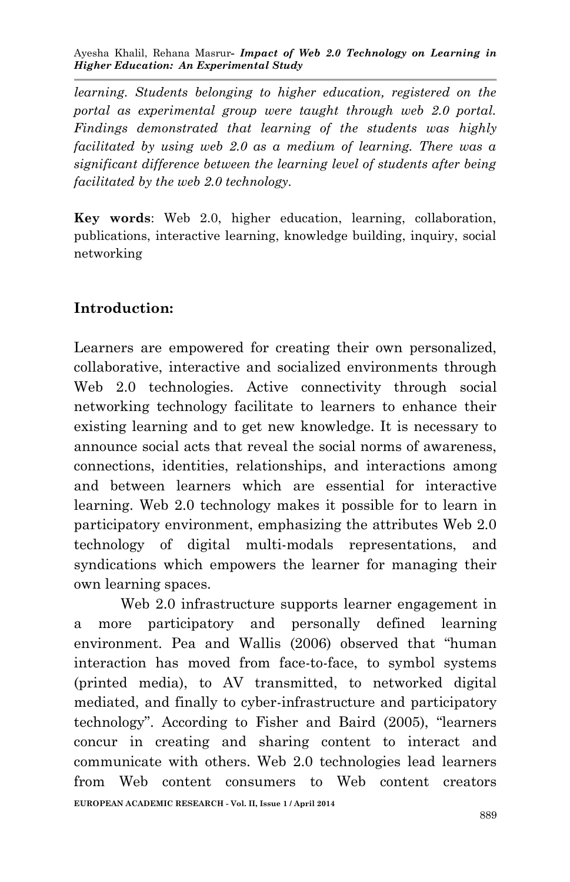*learning. Students belonging to higher education, registered on the portal as experimental group were taught through web 2.0 portal. Findings demonstrated that learning of the students was highly facilitated by using web 2.0 as a medium of learning. There was a significant difference between the learning level of students after being facilitated by the web 2.0 technology.*

**Key words**: Web 2.0, higher education, learning, collaboration, publications, interactive learning, knowledge building, inquiry, social networking

## Introduction:

Learners are empowered for creating their own personalized, collaborative, interactive and socialized environments through Web 2.0 technologies. Active connectivity through social networking technology facilitate to learners to enhance their existing learning and to get new knowledge. It is necessary to announce social acts that reveal the social norms of awareness, connections, identities, relationships, and interactions among and between learners which are essential for interactive learning. Web 2.0 technology makes it possible for to learn in participatory environment, emphasizing the attributes Web 2.0 technology of digital multi-modals representations, and syndications which empowers the learner for managing their own learning spaces.

Web 2.0 infrastructure supports learner engagement in a more participatory and personally defined learning environment. Pea and Wallis (2006) observed that "human interaction has moved from face-to-face, to symbol systems (printed media), to AV transmitted, to networked digital mediated, and finally to cyber-infrastructure and participatory technology". According to Fisher and Baird (2005), "learners concur in creating and sharing content to interact and communicate with others. Web 2.0 technologies lead learners from Web content consumers to Web content creators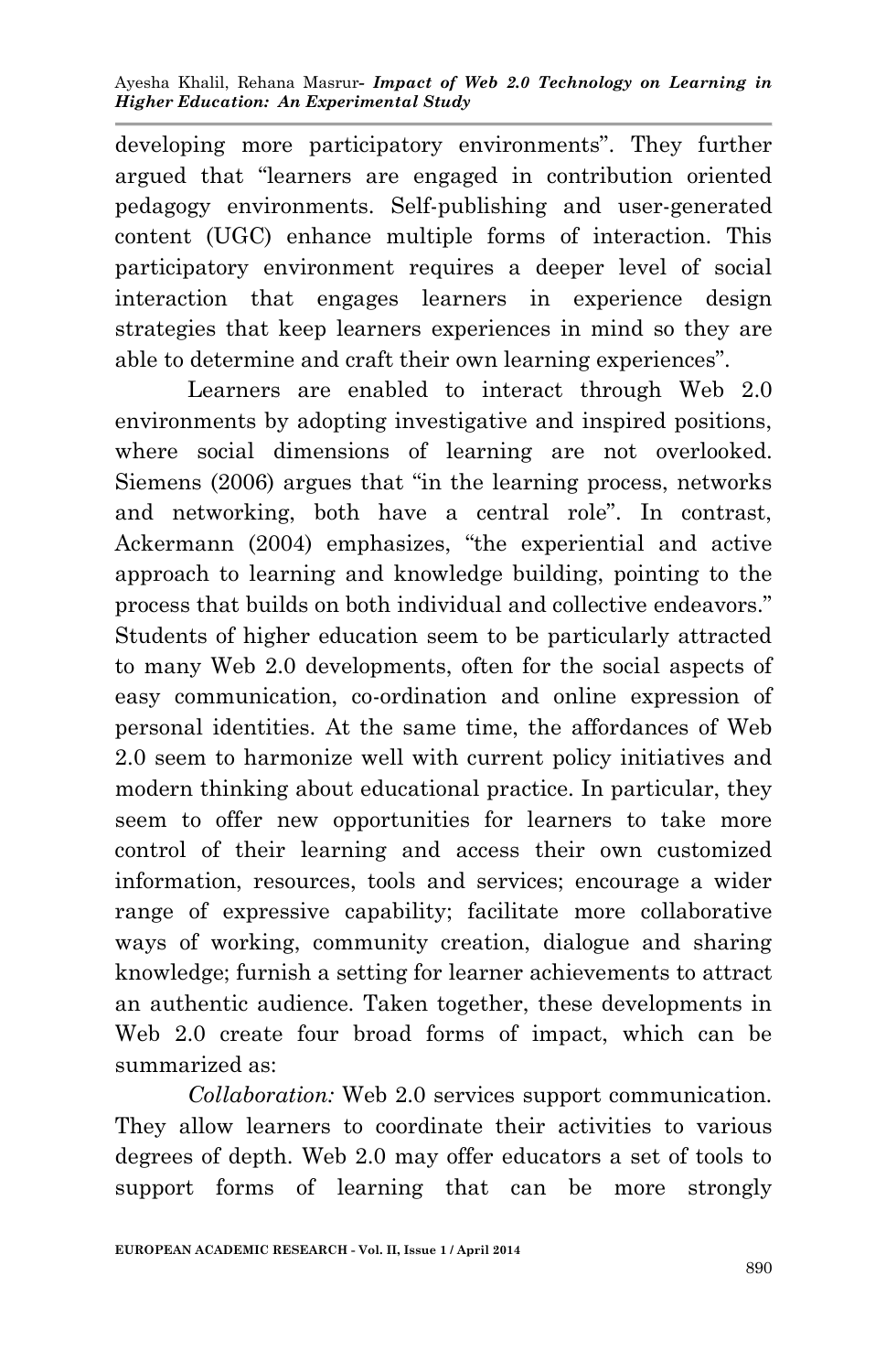developing more participatory environments". They further argued that "learners are engaged in contribution oriented pedagogy environments. Self-publishing and user-generated content (UGC) enhance multiple forms of interaction. This participatory environment requires a deeper level of social interaction that engages learners in experience design strategies that keep learners experiences in mind so they are able to determine and craft their own learning experiences".

Learners are enabled to interact through Web 2.0 environments by adopting investigative and inspired positions, where social dimensions of learning are not overlooked. Siemens (2006) argues that "in the learning process, networks and networking, both have a central role". In contrast, Ackermann (2004) emphasizes, "the experiential and active approach to learning and knowledge building, pointing to the process that builds on both individual and collective endeavors." Students of higher education seem to be particularly attracted to many Web 2.0 developments, often for the social aspects of easy communication, co-ordination and online expression of personal identities. At the same time, the affordances of Web 2.0 seem to harmonize well with current policy initiatives and modern thinking about educational practice. In particular, they seem to offer new opportunities for learners to take more control of their learning and access their own customized information, resources, tools and services; encourage a wider range of expressive capability; facilitate more collaborative ways of working, community creation, dialogue and sharing knowledge; furnish a setting for learner achievements to attract an authentic audience. Taken together, these developments in Web 2.0 create four broad forms of impact, which can be summarized as:

*Collaboration:* Web 2.0 services support communication. They allow learners to coordinate their activities to various degrees of depth. Web 2.0 may offer educators a set of tools to support forms of learning that can be more strongly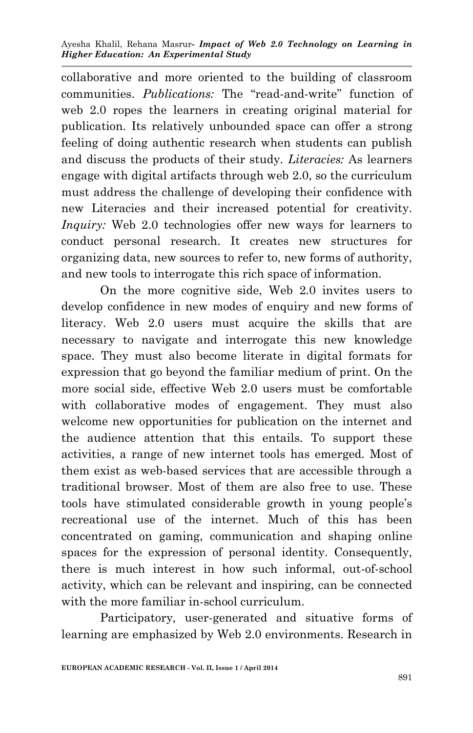collaborative and more oriented to the building of classroom communities. *Publications:* The "read-and-write" function of web 2.0 ropes the learners in creating original material for publication. Its relatively unbounded space can offer a strong feeling of doing authentic research when students can publish and discuss the products of their study. *Literacies:* As learners engage with digital artifacts through web 2.0, so the curriculum must address the challenge of developing their confidence with new Literacies and their increased potential for creativity. *Inquiry:* Web 2.0 technologies offer new ways for learners to conduct personal research. It creates new structures for organizing data, new sources to refer to, new forms of authority, and new tools to interrogate this rich space of information.

On the more cognitive side, Web 2.0 invites users to develop confidence in new modes of enquiry and new forms of literacy. Web 2.0 users must acquire the skills that are necessary to navigate and interrogate this new knowledge space. They must also become literate in digital formats for expression that go beyond the familiar medium of print. On the more social side, effective Web 2.0 users must be comfortable with collaborative modes of engagement. They must also welcome new opportunities for publication on the internet and the audience attention that this entails. To support these activities, a range of new internet tools has emerged. Most of them exist as web-based services that are accessible through a traditional browser. Most of them are also free to use. These tools have stimulated considerable growth in young people's recreational use of the internet. Much of this has been concentrated on gaming, communication and shaping online spaces for the expression of personal identity. Consequently, there is much interest in how such informal, out-of-school activity, which can be relevant and inspiring, can be connected with the more familiar in-school curriculum.

Participatory, user-generated and situative forms of learning are emphasized by Web 2.0 environments. Research in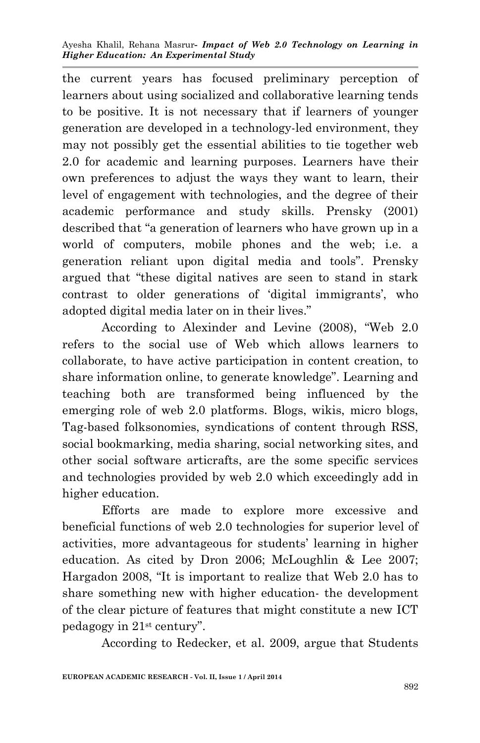the current years has focused preliminary perception of learners about using socialized and collaborative learning tends to be positive. It is not necessary that if learners of younger generation are developed in a technology-led environment, they may not possibly get the essential abilities to tie together web 2.0 for academic and learning purposes. Learners have their own preferences to adjust the ways they want to learn, their level of engagement with technologies, and the degree of their academic performance and study skills. Prensky (2001) described that "a generation of learners who have grown up in a world of computers, mobile phones and the web; i.e. a generation reliant upon digital media and tools". Prensky argued that "these digital natives are seen to stand in stark contrast to older generations of 'digital immigrants', who adopted digital media later on in their lives."

According to Alexinder and Levine (2008), "Web 2.0 refers to the social use of Web which allows learners to collaborate, to have active participation in content creation, to share information online, to generate knowledge". Learning and teaching both are transformed being influenced by the emerging role of web 2.0 platforms. Blogs, wikis, micro blogs, Tag-based folksonomies, syndications of content through RSS, social bookmarking, media sharing, social networking sites, and other social software articrafts, are the some specific services and technologies provided by web 2.0 which exceedingly add in higher education.

Efforts are made to explore more excessive and beneficial functions of web 2.0 technologies for superior level of activities, more advantageous for students' learning in higher education. As cited by Dron 2006; McLoughlin & Lee 2007; Hargadon 2008, "It is important to realize that Web 2.0 has to share something new with higher education- the development of the clear picture of features that might constitute a new ICT pedagogy in 21st century".

According to Redecker, et al. 2009, argue that Students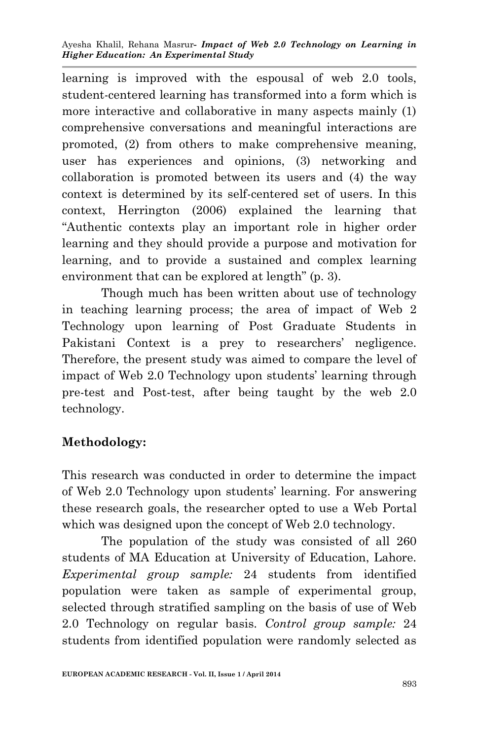learning is improved with the espousal of web 2.0 tools, student-centered learning has transformed into a form which is more interactive and collaborative in many aspects mainly (1) comprehensive conversations and meaningful interactions are promoted, (2) from others to make comprehensive meaning, user has experiences and opinions, (3) networking and collaboration is promoted between its users and (4) the way context is determined by its self-centered set of users. In this context, Herrington (2006) explained the learning that "Authentic contexts play an important role in higher order learning and they should provide a purpose and motivation for learning, and to provide a sustained and complex learning environment that can be explored at length" (p. 3).

Though much has been written about use of technology in teaching learning process; the area of impact of Web 2 Technology upon learning of Post Graduate Students in Pakistani Context is a prey to researchers' negligence. Therefore, the present study was aimed to compare the level of impact of Web 2.0 Technology upon students' learning through pre-test and Post-test, after being taught by the web 2.0 technology.

## Methodology:

This research was conducted in order to determine the impact of Web 2.0 Technology upon students' learning. For answering these research goals, the researcher opted to use a Web Portal which was designed upon the concept of Web 2.0 technology.

The population of the study was consisted of all 260 students of MA Education at University of Education, Lahore. *Experimental group sample:* 24 students from identified population were taken as sample of experimental group, selected through stratified sampling on the basis of use of Web 2.0 Technology on regular basis. *Control group sample:* 24 students from identified population were randomly selected as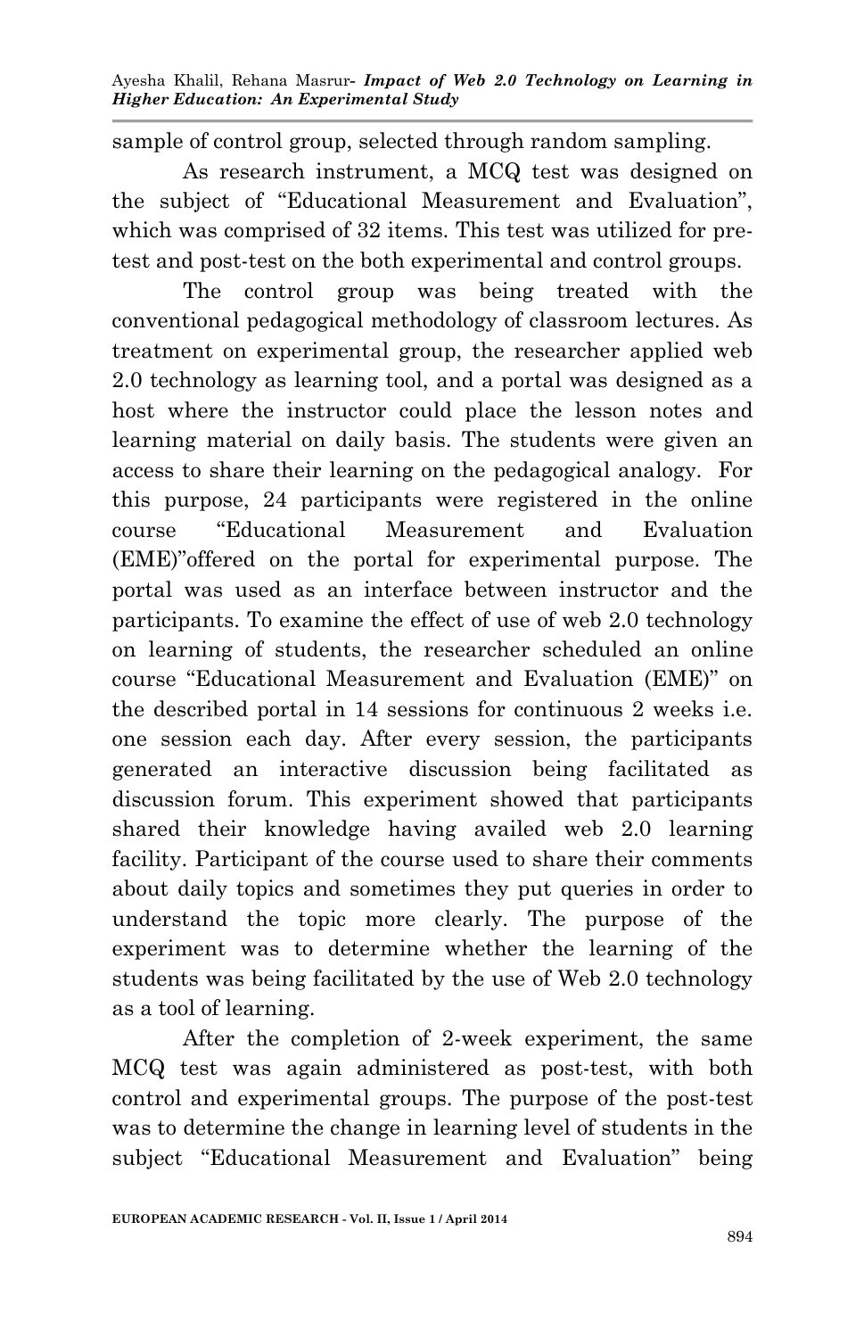sample of control group, selected through random sampling.

As research instrument, a MCQ test was designed on the subject of "Educational Measurement and Evaluation", which was comprised of 32 items. This test was utilized for pre-test and post-test on the both experimental and control groups.

The control group was being treated with the conventional pedagogical methodology of classroom lectures. As treatment on experimental group, the researcher applied web 2.0 technology as learning tool, and a portal was designed as a host where the instructor could place the lesson notes and learning material on daily basis. The students were given an access to share their learning on the pedagogical analogy. For this purpose, 24 participants were registered in the online course "Educational Measurement and Evaluation (EME)"offered on the portal for experimental purpose. The portal was used as an interface between instructor and the participants. To examine the effect of use of web 2.0 technology on learning of students, the researcher scheduled an online course "Educational Measurement and Evaluation (EME)" on the described portal in 14 sessions for continuous 2 weeks i.e. one session each day. After every session, the participants generated an interactive discussion being facilitated as discussion forum. This experiment showed that participants shared their knowledge having availed web 2.0 learning facility. Participant of the course used to share their comments about daily topics and sometimes they put queries in order to understand the topic more clearly. The purpose of the experiment was to determine whether the learning of the students was being facilitated by the use of Web 2.0 technology as a tool of learning.

After the completion of 2-week experiment, the same MCQ test was again administered as post-test, with both control and experimental groups. The purpose of the post-test was to determine the change in learning level of students in the subject "Educational Measurement and Evaluation" being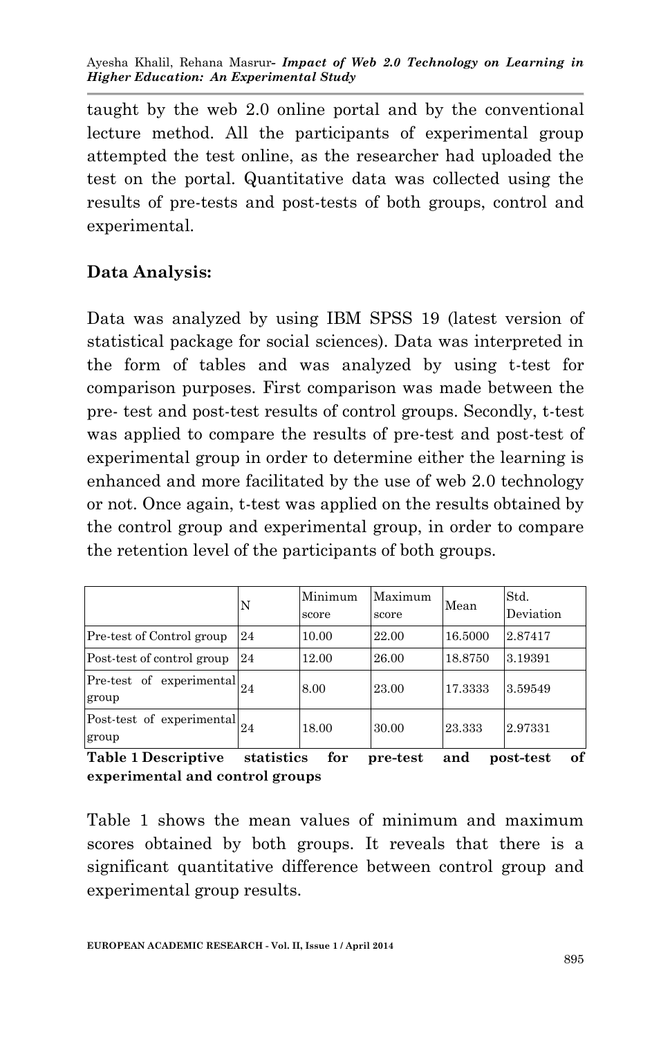taught by the web 2.0 online portal and by the conventional lecture method. All the participants of experimental group attempted the test online, as the researcher had uploaded the test on the portal. Quantitative data was collected using the results of pre-tests and post-tests of both groups, control and experimental.

**Data Analysis:**

Data was analyzed by using IBM SPSS 19 (latest version of statistical package for social sciences). Data was interpreted in the form of tables and was analyzed by using t-test for comparison purposes. First comparison was made between the pre- test and post-test results of control groups. Secondly, t-test was applied to compare the results of pre-test and post-test of experimental group in order to determine either the learning is enhanced and more facilitated by the use of web 2.0 technology or not. Once again, t-test was applied on the results obtained by the control group and experimental group, in order to compare the retention level of the participants of both groups.

| | N | Minimum score | Maximum score | Mean | Std. Deviation |
|---|---|---|---|---|---|
| Pre-test of Control group | 24 | 10.00 | 22.00 | 16.5000 | 2.87417 |
| Post-test of control group | 24 | 12.00 | 26.00 | 18.8750 | 3.19391 |
| Pre-test of experimental group | 24 | 8.00 | 23.00 | 17.3333 | 3.59549 |
| Post-test of experimental group | 24 | 18.00 | 30.00 | 23.333 | 2.97331 |

**Table 1 Descriptive statistics for pre-test and post-test of experimental and control groups**

Table 1 shows the mean values of minimum and maximum scores obtained by both groups. It reveals that there is a significant quantitative difference between control group and experimental group results.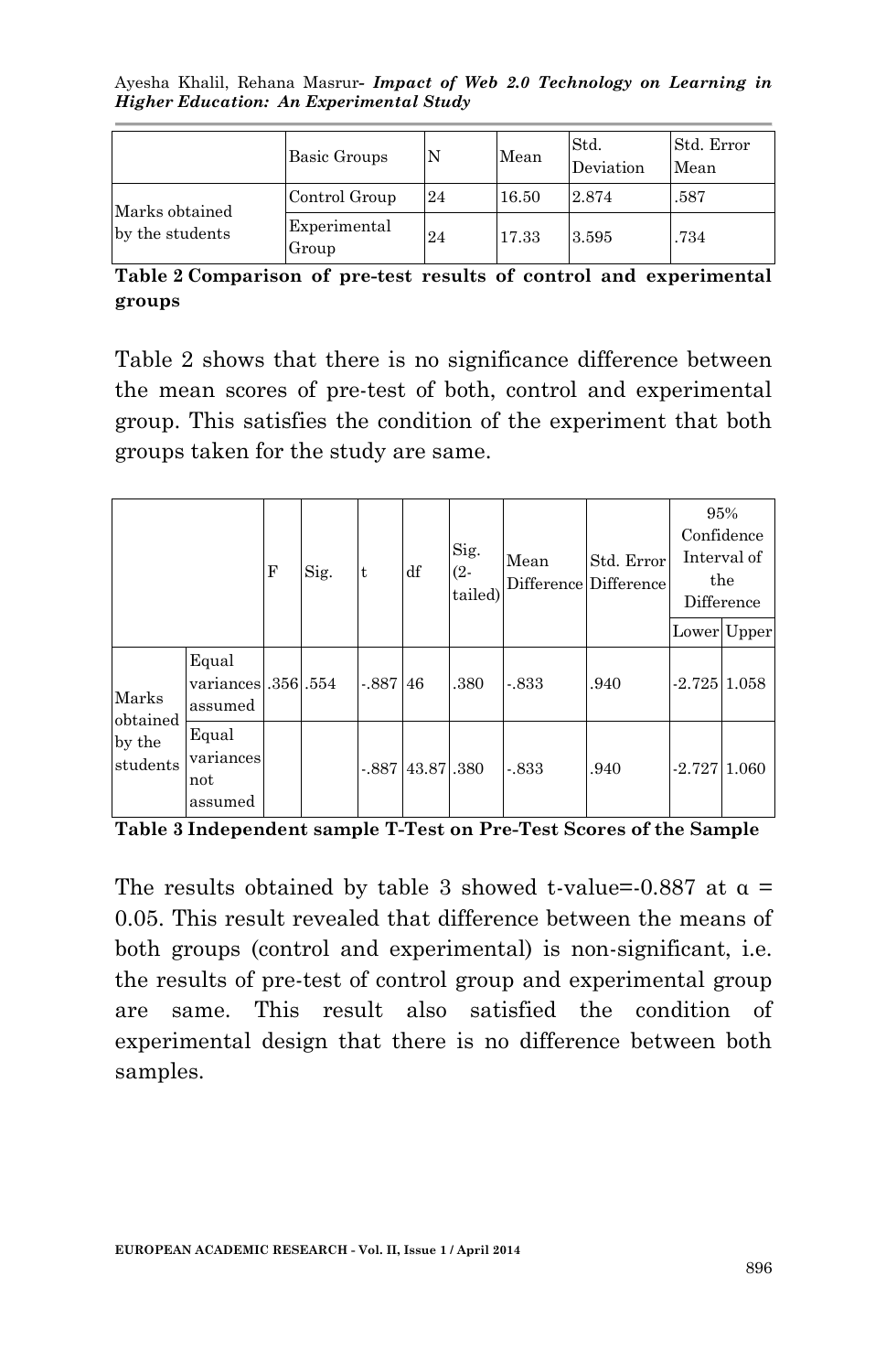| | Basic Groups | N | Mean | Std. Deviation | Std. Error Mean |
|---|---|---|---|---|---|
| Marks obtained by the students | Control Group | 24 | 16.50 | 2.874 | .587 |
| | Experimental Group | 24 | 17.33 | 3.595 | .734 |

**Table 2 Comparison of pre-test results of control and experimental groups**

Table 2 shows that there is no significance difference between the mean scores of pre-test of both, control and experimental group. This satisfies the condition of the experiment that both groups taken for the study are same.

| | | F | Sig. | t | df | Sig. (2-tailed) | Mean Difference | Std. Error Difference | 95% Confidence Interval of the Difference | |
|---|---|---|---|---|---|---|---|---|---|---|
| | | | | | | | | | Lower | Upper |
| Marks obtained by the students | Equal variances assumed | .356 | .554 | -.887 | 46 | .380 | -.833 | .940 | -2.725 | 1.058 |
| | Equal variances not assumed | | | -.887 | 43.87 | .380 | -.833 | .940 | -2.727 | 1.060 |

**Table 3 Independent sample T-Test on Pre-Test Scores of the Sample**

The results obtained by table 3 showed t-value=-0.887 at $\alpha = 0.05$. This result revealed that difference between the means of both groups (control and experimental) is non-significant, i.e. the results of pre-test of control group and experimental group are same. This result also satisfied the condition of experimental design that there is no difference between both samples.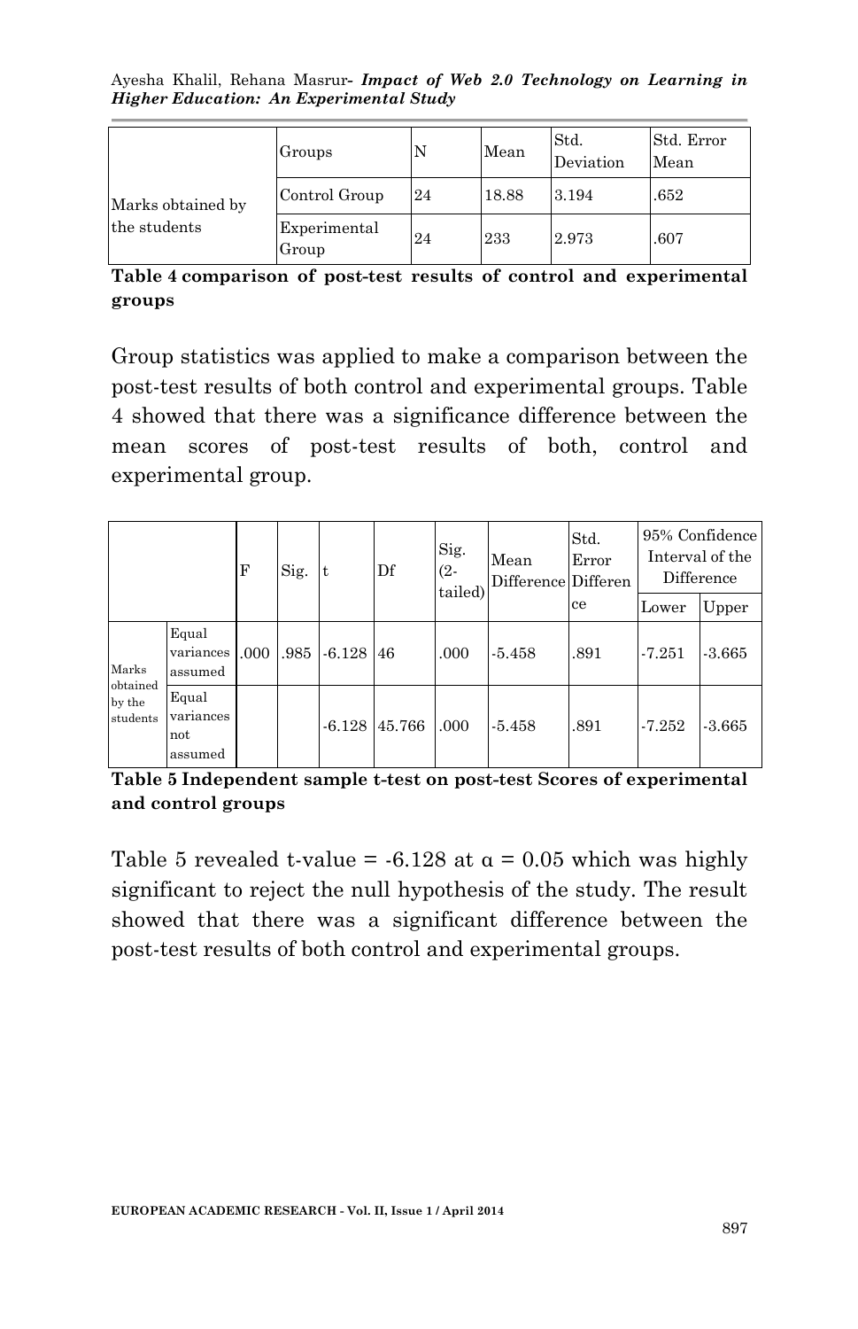| | Groups | N | Mean | Std. Deviation | Std. Error Mean |
|---|---|---|---|---|---|
| Marks obtained by the students | Control Group | 24 | 18.88 | 3.194 | .652 |
| | Experimental Group | 24 | 233 | 2.973 | .607 |

**Table 4 comparison of post-test results of control and experimental groups**

Group statistics was applied to make a comparison between the post-test results of both control and experimental groups. Table 4 showed that there was a significance difference between the mean scores of post-test results of both, control and experimental group.

| | | F | Sig. | t | Df | Sig. (2-tailed) | Mean Difference | Std. Error Difference | 95% Confidence Interval of the Difference | |
|---|---|---|---|---|---|---|---|---|---|---|
| | | | | | | | | | Lower | Upper |
| Marks obtained by the students | Equal variances assumed | .000 | .985 | -6.128 | 46 | .000 | -5.458 | .891 | -7.251 | -3.665 |
| | Equal variances not assumed | | | -6.128 | 45.766 | .000 | -5.458 | .891 | -7.252 | -3.665 |

**Table 5 Independent sample t-test on post-test Scores of experimental and control groups**

Table 5 revealed t-value = -6.128 at $\alpha = 0.05$ which was highly significant to reject the null hypothesis of the study. The result showed that there was a significant difference between the post-test results of both control and experimental groups.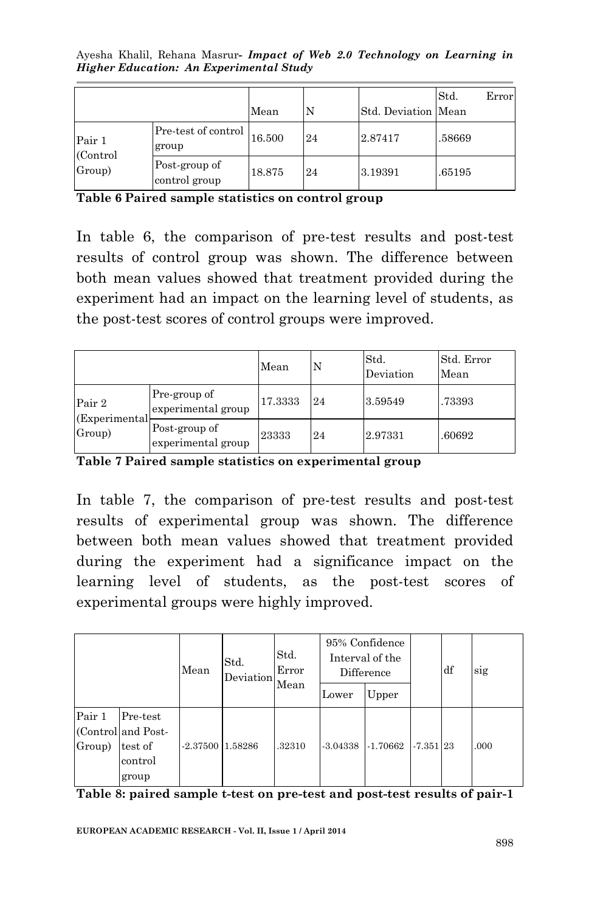| | | Mean | N | Std. Deviation | Std. Error Mean |
|---|---|---|---|---|---|
| Pair 1 (Control Group) | Pre-test of control group | 16.500 | 24 | 2.87417 | .58669 |
| | Post-group of control group | 18.875 | 24 | 3.19391 | .65195 |

**Table 6 Paired sample statistics on control group**

In table 6, the comparison of pre-test results and post-test results of control group was shown. The difference between both mean values showed that treatment provided during the experiment had an impact on the learning level of students, as the post-test scores of control groups were improved.

| | | Mean | N | Std. Deviation | Std. Error Mean |
|---|---|---|---|---|---|
| Pair 2 (Experimental Group) | Pre-group of experimental group | 17.3333 | 24 | 3.59549 | .73393 |
| | Post-group of experimental group | 23333 | 24 | 2.97331 | .60692 |

**Table 7 Paired sample statistics on experimental group**

In table 7, the comparison of pre-test results and post-test results of experimental group was shown. The difference between both mean values showed that treatment provided during the experiment had a significance impact on the learning level of students, as the post-test scores of experimental groups were highly improved.

| | | Mean | Std. Deviation | Std. Error Mean | 95% Confidence Interval of the Difference | | | df | sig |
|---|---|---|---|---|---|---|---|---|---|
| | | | | | Lower | Upper | | | |
| Pair 1 (Control Group) | Pre-test and Post-test of control group | -2.37500 | 1.58286 | .32310 | -3.04338 | -1.70662 | -7.351 | 23 | .000 |

**Table 8: paired sample t-test on pre-test and post-test results of pair-1**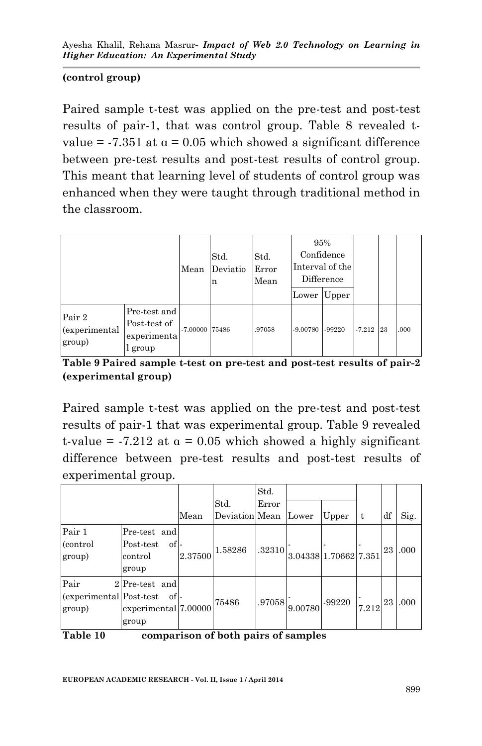**(control group)**

Paired sample t-test was applied on the pre-test and post-test results of pair-1, that was control group. Table 8 revealed t-value = -7.351 at α = 0.05 which showed a significant difference between pre-test results and post-test results of control group. This meant that learning level of students of control group was enhanced when they were taught through traditional method in the classroom.

| | | Mean | Std. Deviation | Std. Error Mean | 95% Confidence Interval of the Difference | | | | |
|---|---|---|---|---|---|---|---|---|---|
| | | | | | Lower | Upper | | | |
| Pair 2 (experimental group) | Pre-test and Post-test of experimental group | -7.00000 | 75486 | .97058 | -9.00780 | -99220 | -7.212 | 23 | .000 |

**Table 9 Paired sample t-test on pre-test and post-test results of pair-2 (experimental group)**

Paired sample t-test was applied on the pre-test and post-test results of pair-1 that was experimental group. Table 9 revealed t-value = -7.212 at α = 0.05 which showed a highly significant difference between pre-test results and post-test results of experimental group.

| | | Mean | Std. Deviation | Std. Error Mean | Lower | Upper | t | df | Sig. |
|---|---|---|---|---|---|---|---|---|---|
| Pair 1 (control group) | Pre-test and Post-test of control group | -2.37500 | 1.58286 | .32310 | -3.04338 | -1.70662 | -7.351 | 23 | .000 |
| Pair 2 (experimental group) | Pre-test and Post-test of experimental group | -7.00000 | 75486 | .97058 | -9.00780 | -99220 | -7.212 | 23 | .000 |

**Table 10 comparison of both pairs of samples**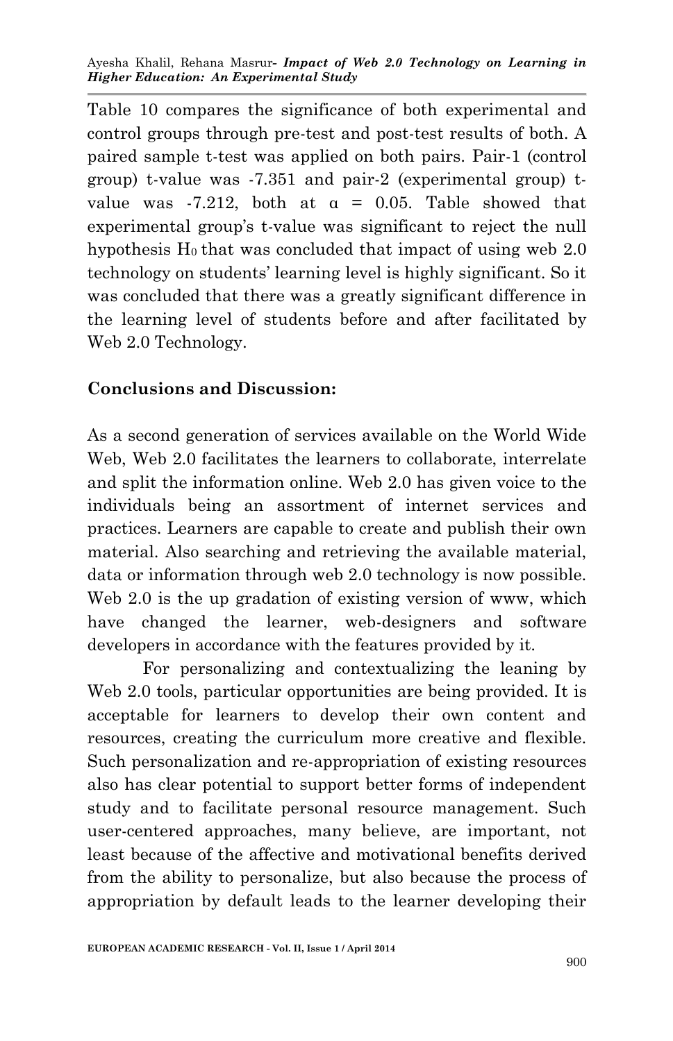Table 10 compares the significance of both experimental and control groups through pre-test and post-test results of both. A paired sample t-test was applied on both pairs. Pair-1 (control group) t-value was -7.351 and pair-2 (experimental group) t-value was -7.212, both at $\alpha = 0.05$. Table showed that experimental group's t-value was significant to reject the null hypothesis $H_0$ that was concluded that impact of using web 2.0 technology on students' learning level is highly significant. So it was concluded that there was a greatly significant difference in the learning level of students before and after facilitated by Web 2.0 Technology.

## Conclusions and Discussion:

As a second generation of services available on the World Wide Web, Web 2.0 facilitates the learners to collaborate, interrelate and split the information online. Web 2.0 has given voice to the individuals being an assortment of internet services and practices. Learners are capable to create and publish their own material. Also searching and retrieving the available material, data or information through web 2.0 technology is now possible. Web 2.0 is the up gradation of existing version of www, which have changed the learner, web-designers and software developers in accordance with the features provided by it.

For personalizing and contextualizing the leaning by Web 2.0 tools, particular opportunities are being provided. It is acceptable for learners to develop their own content and resources, creating the curriculum more creative and flexible. Such personalization and re-appropriation of existing resources also has clear potential to support better forms of independent study and to facilitate personal resource management. Such user-centered approaches, many believe, are important, not least because of the affective and motivational benefits derived from the ability to personalize, but also because the process of appropriation by default leads to the learner developing their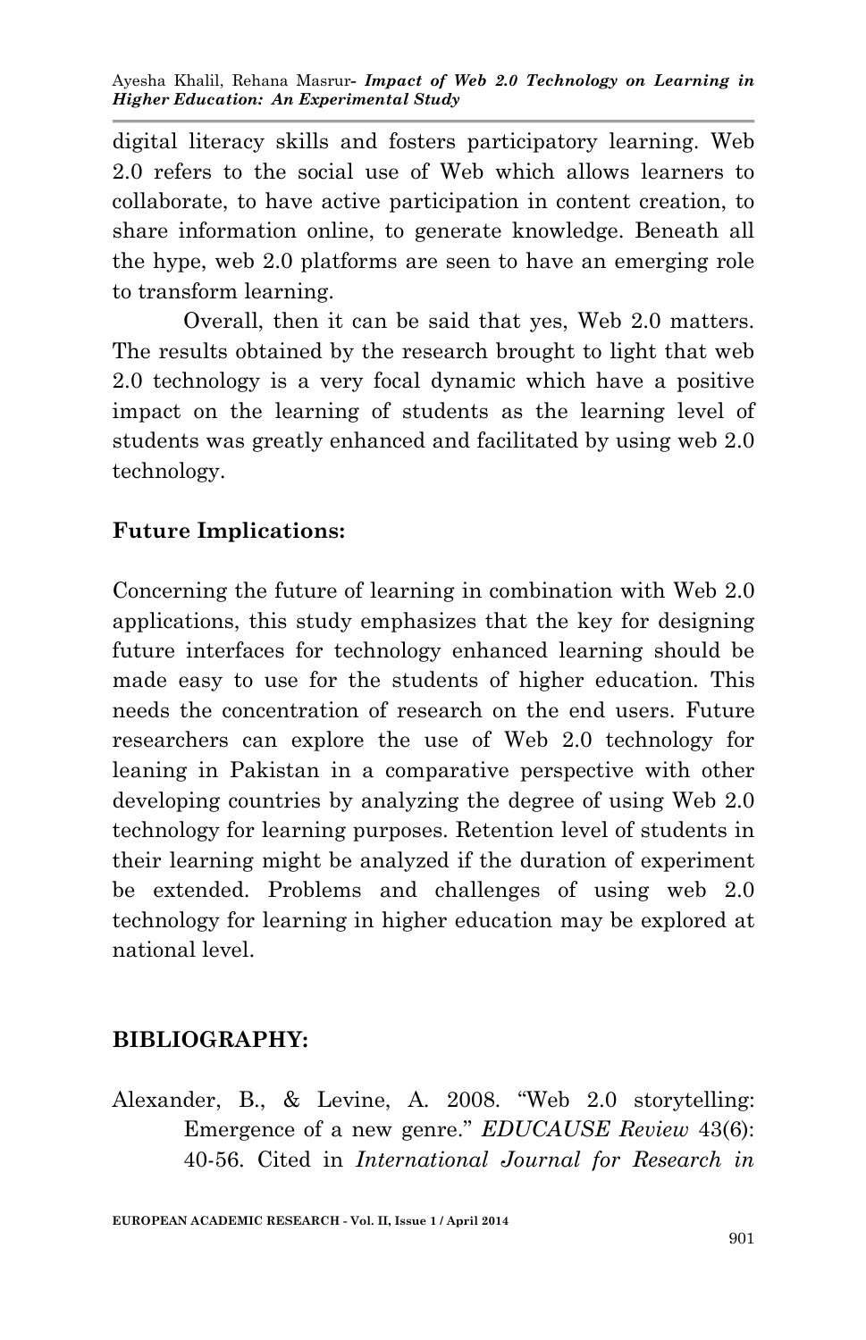digital literacy skills and fosters participatory learning. Web 2.0 refers to the social use of Web which allows learners to collaborate, to have active participation in content creation, to share information online, to generate knowledge. Beneath all the hype, web 2.0 platforms are seen to have an emerging role to transform learning.

Overall, then it can be said that yes, Web 2.0 matters. The results obtained by the research brought to light that web 2.0 technology is a very focal dynamic which have a positive impact on the learning of students as the learning level of students was greatly enhanced and facilitated by using web 2.0 technology.

## Future Implications:

Concerning the future of learning in combination with Web 2.0 applications, this study emphasizes that the key for designing future interfaces for technology enhanced learning should be made easy to use for the students of higher education. This needs the concentration of research on the end users. Future researchers can explore the use of Web 2.0 technology for leaning in Pakistan in a comparative perspective with other developing countries by analyzing the degree of using Web 2.0 technology for learning purposes. Retention level of students in their learning might be analyzed if the duration of experiment be extended. Problems and challenges of using web 2.0 technology for learning in higher education may be explored at national level.

## BIBLIOGRAPHY:

Alexander, B., & Levine, A. 2008. "Web 2.0 storytelling: Emergence of a new genre." *EDUCAUSE Review* 43(6): 40-56. Cited in *International Journal for Research in*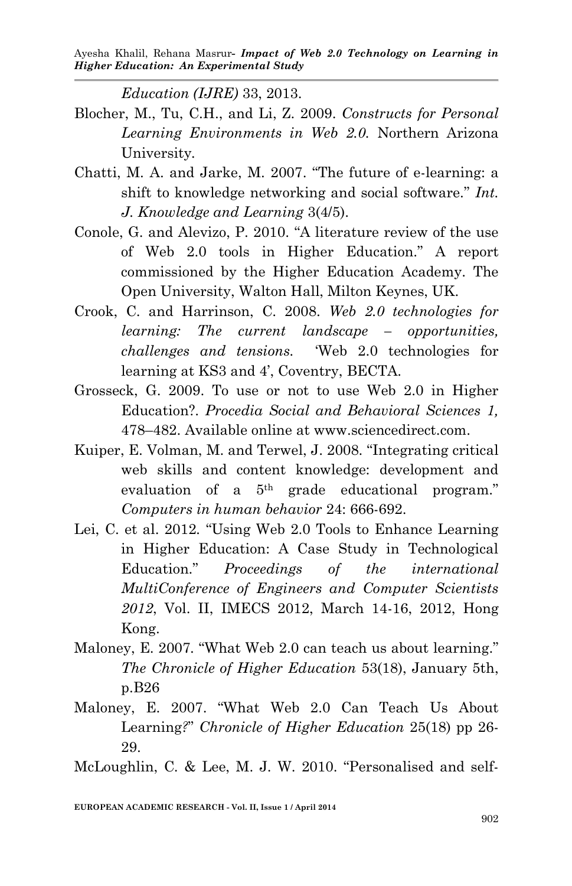*Education (IJRE)* 33, 2013.

Blocher, M., Tu, C.H., and Li, Z. 2009. *Constructs for Personal Learning Environments in Web 2.0.* Northern Arizona University.

Chatti, M. A. and Jarke, M. 2007. "The future of e-learning: a shift to knowledge networking and social software." *Int. J. Knowledge and Learning* 3(4/5).

Conole, G. and Alevizo, P. 2010. "A literature review of the use of Web 2.0 tools in Higher Education." A report commissioned by the Higher Education Academy. The Open University, Walton Hall, Milton Keynes, UK.

Crook, C. and Harrinson, C. 2008. *Web 2.0 technologies for learning: The current landscape – opportunities, challenges and tensions.* 'Web 2.0 technologies for learning at KS3 and 4', Coventry, BECTA.

Grosseck, G. 2009. To use or not to use Web 2.0 in Higher Education?. *Procedia Social and Behavioral Sciences 1,* 478–482. Available online at www.sciencedirect.com.

Kuiper, E. Volman, M. and Terwel, J. 2008. "Integrating critical web skills and content knowledge: development and evaluation of a 5th grade educational program." *Computers in human behavior* 24: 666-692.

Lei, C. et al. 2012. "Using Web 2.0 Tools to Enhance Learning in Higher Education: A Case Study in Technological Education." *Proceedings of the international MultiConference of Engineers and Computer Scientists 2012*, Vol. II, IMECS 2012, March 14-16, 2012, Hong Kong.

Maloney, E. 2007. "What Web 2.0 can teach us about learning." *The Chronicle of Higher Education* 53(18), January 5th, p.B26

Maloney, E. 2007. "What Web 2.0 Can Teach Us About Learning?" *Chronicle of Higher Education* 25(18) pp 26-29.

McLoughlin, C. & Lee, M. J. W. 2010. "Personalised and self-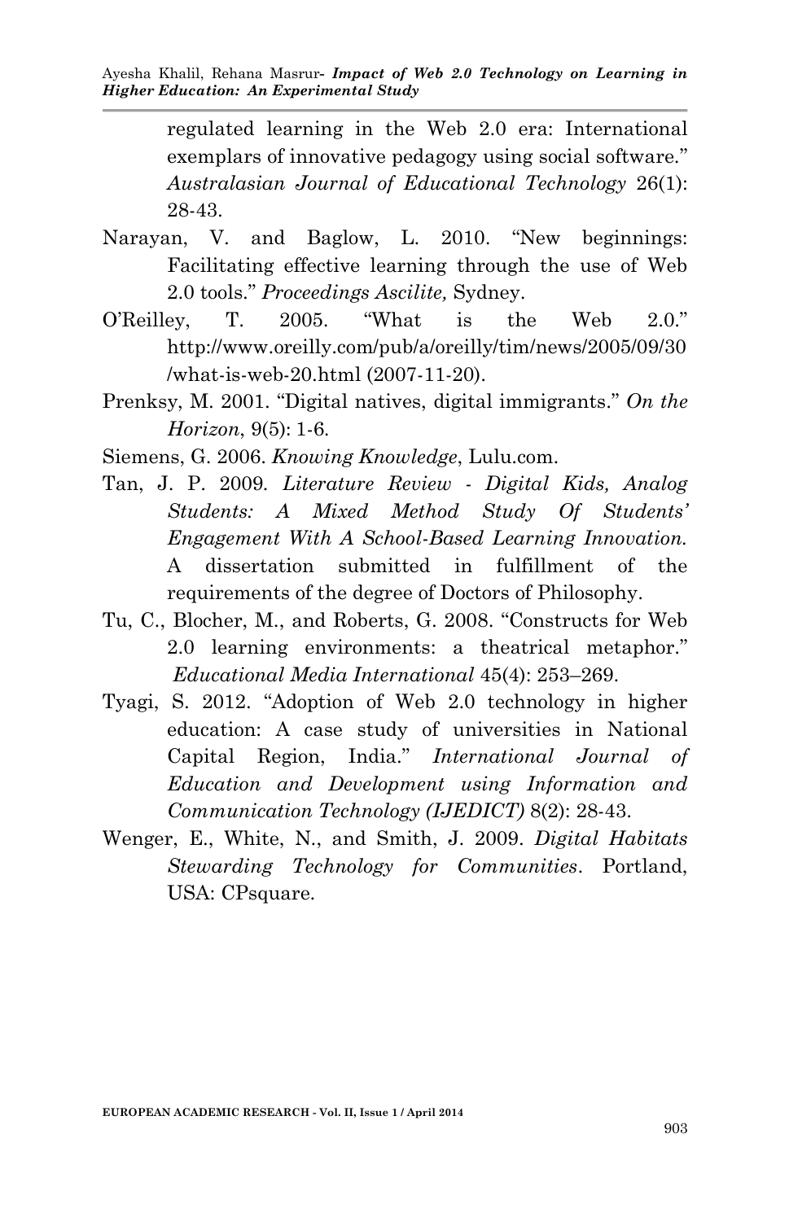regulated learning in the Web 2.0 era: International exemplars of innovative pedagogy using social software." *Australasian Journal of Educational Technology* 26(1): 28-43.

Narayan, V. and Baglow, L. 2010. "New beginnings: Facilitating effective learning through the use of Web 2.0 tools." *Proceedings Ascilite,* Sydney.

O'Reilley, T. 2005. "What is the Web 2.0." http://www.oreilly.com/pub/a/oreilly/tim/news/2005/09/30/what-is-web-20.html (2007-11-20).

Prenksy, M. 2001. "Digital natives, digital immigrants." *On the Horizon*, 9(5): 1-6.

Siemens, G. 2006. *Knowing Knowledge*, Lulu.com.

Tan, J. P. 2009. *Literature Review - Digital Kids, Analog Students: A Mixed Method Study Of Students' Engagement With A School-Based Learning Innovation.* A dissertation submitted in fulfillment of the requirements of the degree of Doctors of Philosophy.

Tu, C., Blocher, M., and Roberts, G. 2008. "Constructs for Web 2.0 learning environments: a theatrical metaphor." *Educational Media International* 45(4): 253–269.

Tyagi, S. 2012. "Adoption of Web 2.0 technology in higher education: A case study of universities in National Capital Region, India." *International Journal of Education and Development using Information and Communication Technology (IJEDICT)* 8(2): 28-43.

Wenger, E., White, N., and Smith, J. 2009. *Digital Habitats Stewarding Technology for Communities*. Portland, USA: CPsquare.